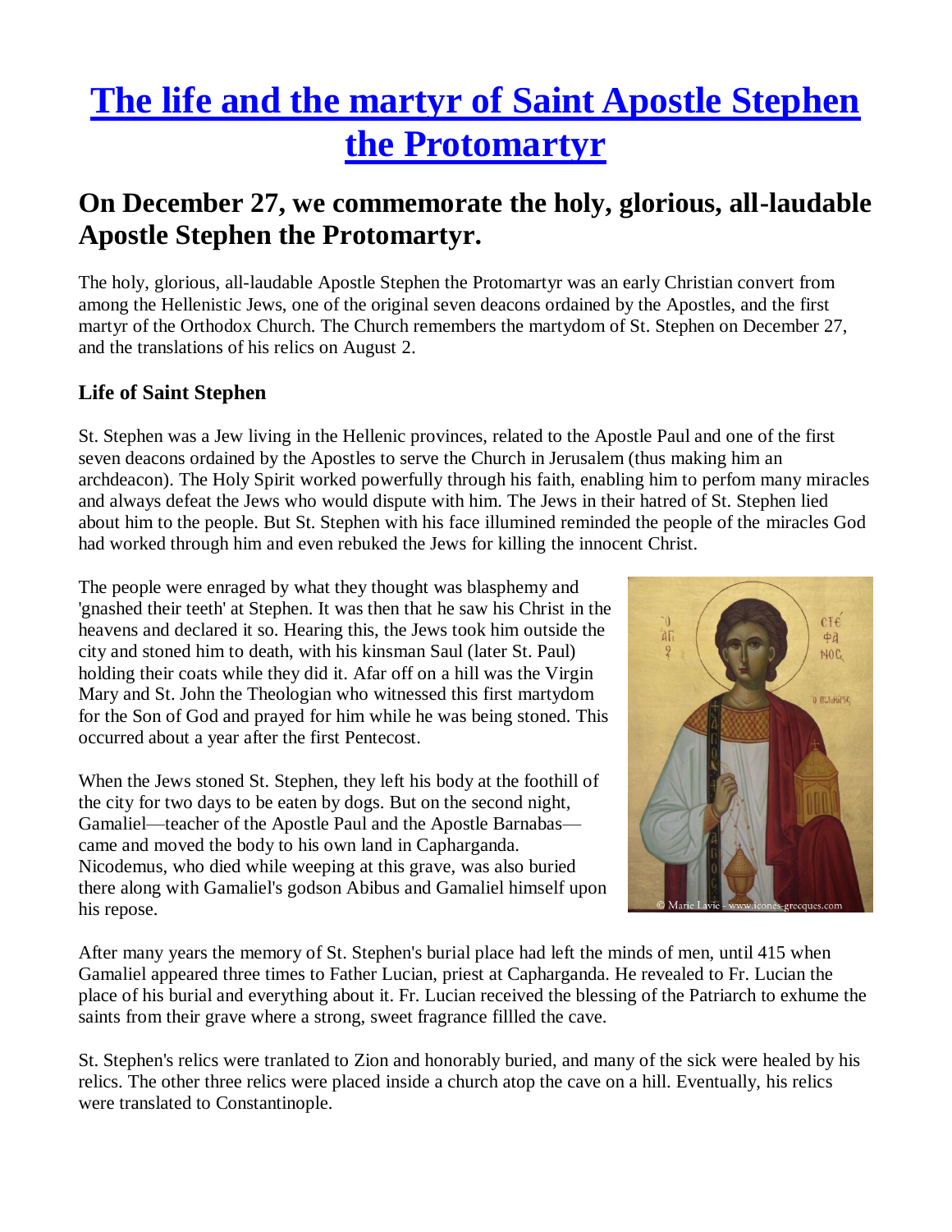# [The life and the martyr of Saint Apostle Stephen the Protomartyr]()

## On December 27, we commemorate the holy, glorious, all-laudable Apostle Stephen the Protomartyr.

The holy, glorious, all-laudable Apostle Stephen the Protomartyr was an early Christian convert from among the Hellenistic Jews, one of the original seven deacons ordained by the Apostles, and the first martyr of the Orthodox Church. The Church remembers the martyrdom of St. Stephen on December 27, and the translations of his relics on August 2.

### Life of Saint Stephen

St. Stephen was a Jew living in the Hellenic provinces, related to the Apostle Paul and one of the first seven deacons ordained by the Apostles to serve the Church in Jerusalem (thus making him an archdeacon). The Holy Spirit worked powerfully through his faith, enabling him to perfom many miracles and always defeat the Jews who would dispute with him. The Jews in their hatred of St. Stephen lied about him to the people. But St. Stephen with his face illumined reminded the people of the miracles God had worked through him and even rebuked the Jews for killing the innocent Christ.

The people were enraged by what they thought was blasphemy and 'gnashed their teeth' at Stephen. It was then that he saw his Christ in the heavens and declared it so. Hearing this, the Jews took him outside the city and stoned him to death, with his kinsman Saul (later St. Paul) holding their coats while they did it. Afar off on a hill was the Virgin Mary and St. John the Theologian who witnessed this first martydom for the Son of God and prayed for him while he was being stoned. This occurred about a year after the first Pentecost.

When the Jews stoned St. Stephen, they left his body at the foothill of the city for two days to be eaten by dogs. But on the second night, Gamaliel—teacher of the Apostle Paul and the Apostle Barnabas—came and moved the body to his own land in Capharganda. Nicodemus, who died while weeping at this grave, was also buried there along with Gamaliel's godson Abibus and Gamaliel himself upon his repose.

After many years the memory of St. Stephen's burial place had left the minds of men, until 415 when Gamaliel appeared three times to Father Lucian, priest at Capharganda. He revealed to Fr. Lucian the place of his burial and everything about it. Fr. Lucian received the blessing of the Patriarch to exhume the saints from their grave where a strong, sweet fragrance fillled the cave.

St. Stephen's relics were tranlated to Zion and honorably buried, and many of the sick were healed by his relics. The other three relics were placed inside a church atop the cave on a hill. Eventually, his relics were translated to Constantinople.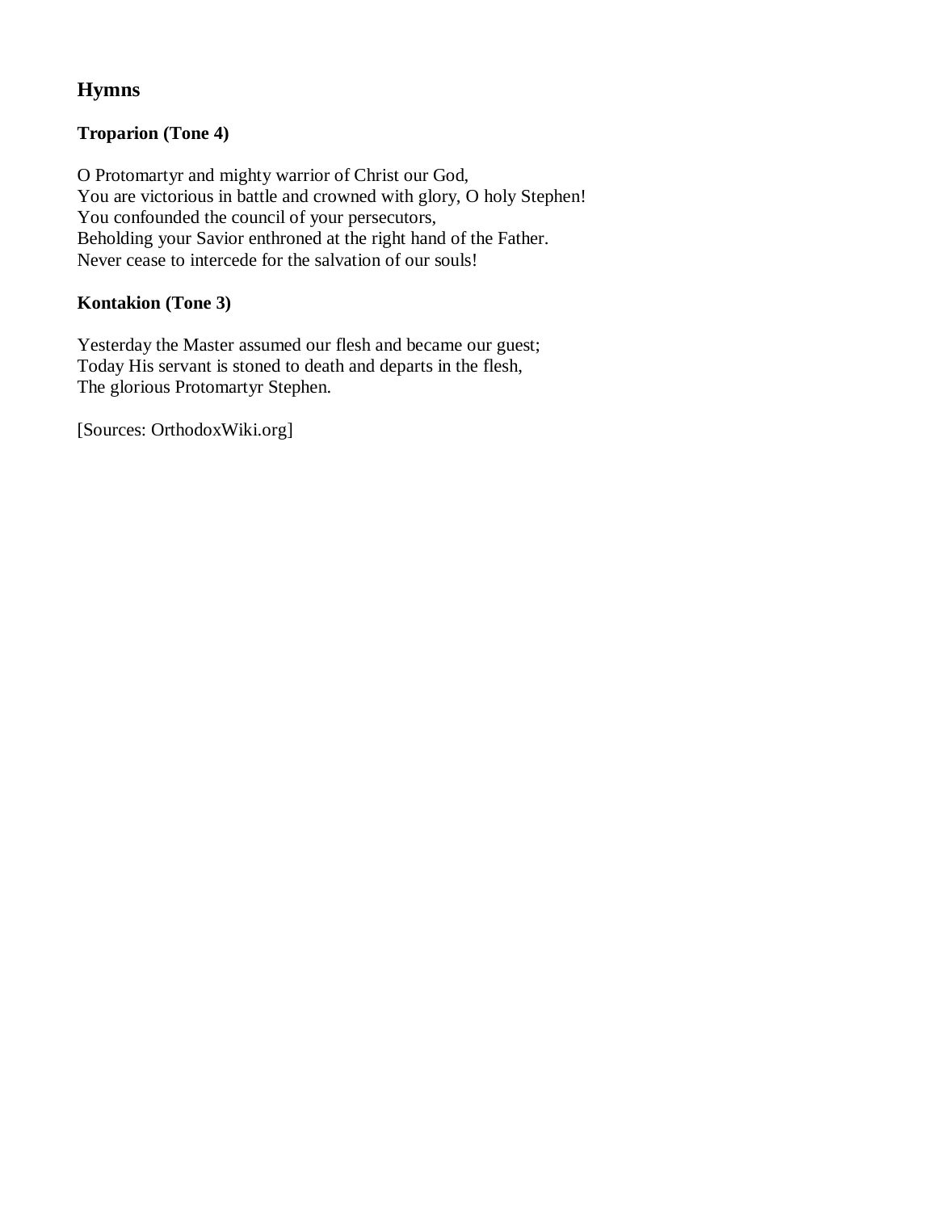## Hymns

### Troparion (Tone 4)

O Protomartyr and mighty warrior of Christ our God,
You are victorious in battle and crowned with glory, O holy Stephen!
You confounded the council of your persecutors,
Beholding your Savior enthroned at the right hand of the Father.
Never cease to intercede for the salvation of our souls!

### Kontakion (Tone 3)

Yesterday the Master assumed our flesh and became our guest;
Today His servant is stoned to death and departs in the flesh,
The glorious Protomartyr Stephen.

[Sources: OrthodoxWiki.org]